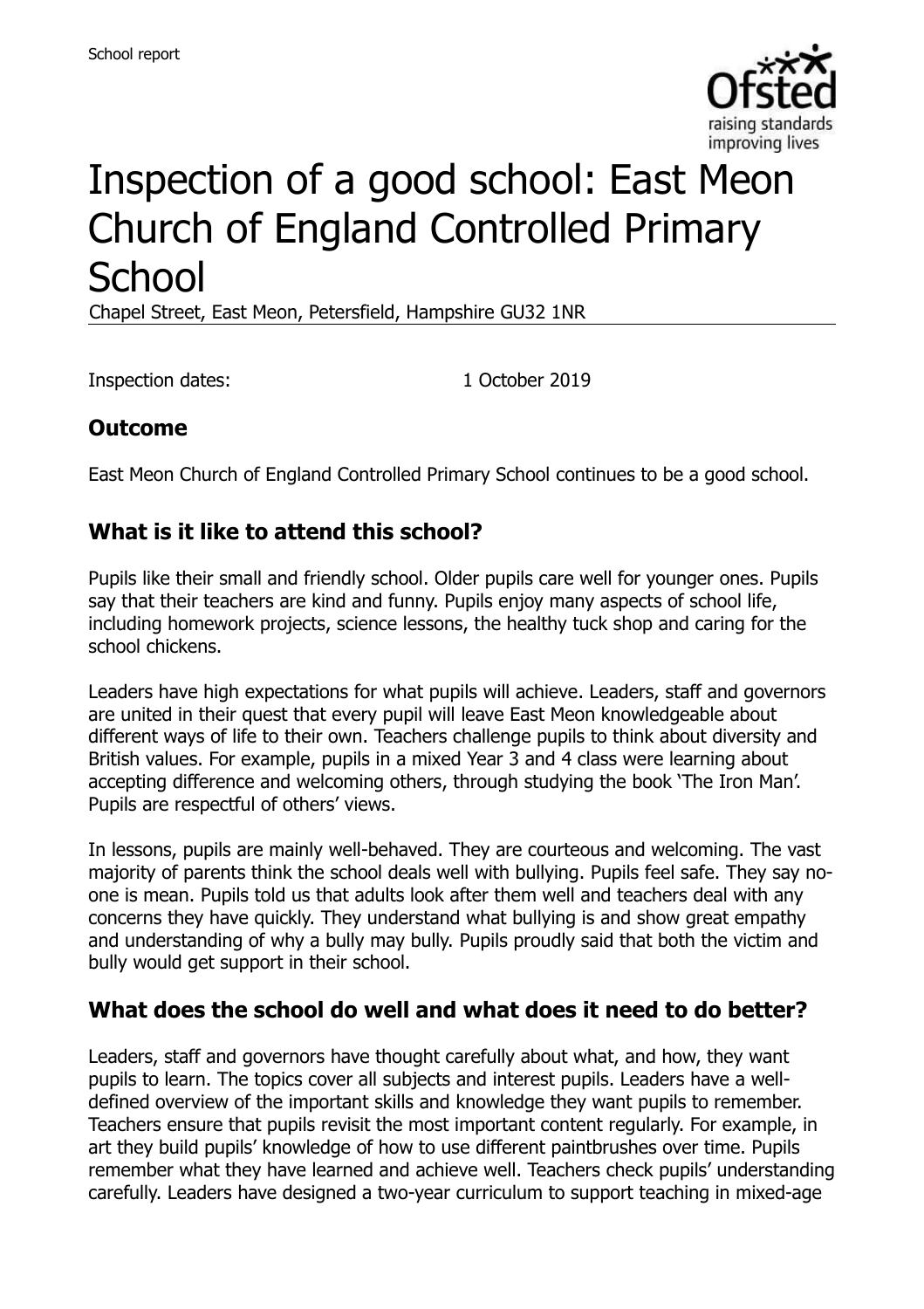School report

# Inspection of a good school: East Meon Church of England Controlled Primary School

Chapel Street, East Meon, Petersfield, Hampshire GU32 1NR

Inspection dates: 1 October 2019

## Outcome

East Meon Church of England Controlled Primary School continues to be a good school.

## What is it like to attend this school?

Pupils like their small and friendly school. Older pupils care well for younger ones. Pupils say that their teachers are kind and funny. Pupils enjoy many aspects of school life, including homework projects, science lessons, the healthy tuck shop and caring for the school chickens.

Leaders have high expectations for what pupils will achieve. Leaders, staff and governors are united in their quest that every pupil will leave East Meon knowledgeable about different ways of life to their own. Teachers challenge pupils to think about diversity and British values. For example, pupils in a mixed Year 3 and 4 class were learning about accepting difference and welcoming others, through studying the book 'The Iron Man'. Pupils are respectful of others' views.

In lessons, pupils are mainly well-behaved. They are courteous and welcoming. The vast majority of parents think the school deals well with bullying. Pupils feel safe. They say no-one is mean. Pupils told us that adults look after them well and teachers deal with any concerns they have quickly. They understand what bullying is and show great empathy and understanding of why a bully may bully. Pupils proudly said that both the victim and bully would get support in their school.

## What does the school do well and what does it need to do better?

Leaders, staff and governors have thought carefully about what, and how, they want pupils to learn. The topics cover all subjects and interest pupils. Leaders have a well-defined overview of the important skills and knowledge they want pupils to remember. Teachers ensure that pupils revisit the most important content regularly. For example, in art they build pupils' knowledge of how to use different paintbrushes over time. Pupils remember what they have learned and achieve well. Teachers check pupils' understanding carefully. Leaders have designed a two-year curriculum to support teaching in mixed-age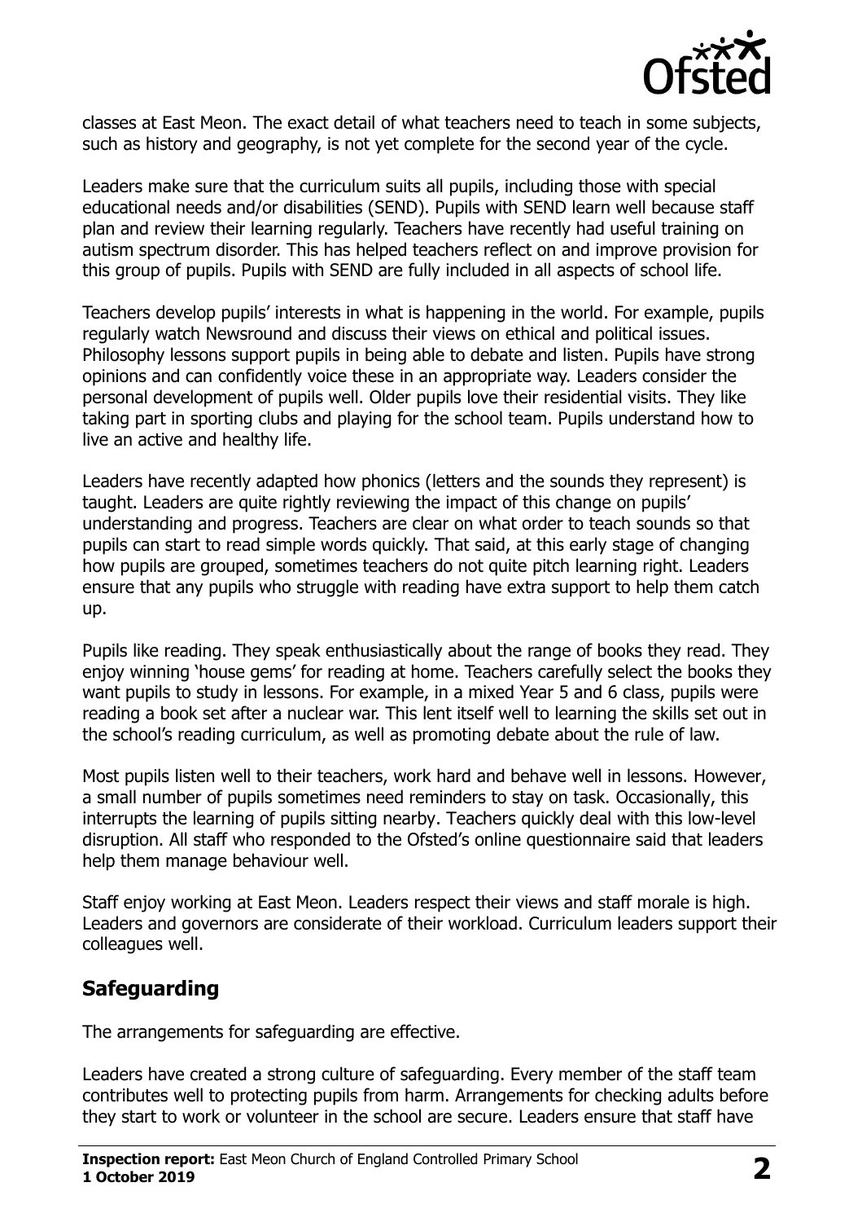classes at East Meon. The exact detail of what teachers need to teach in some subjects, such as history and geography, is not yet complete for the second year of the cycle.

Leaders make sure that the curriculum suits all pupils, including those with special educational needs and/or disabilities (SEND). Pupils with SEND learn well because staff plan and review their learning regularly. Teachers have recently had useful training on autism spectrum disorder. This has helped teachers reflect on and improve provision for this group of pupils. Pupils with SEND are fully included in all aspects of school life.

Teachers develop pupils' interests in what is happening in the world. For example, pupils regularly watch Newsround and discuss their views on ethical and political issues. Philosophy lessons support pupils in being able to debate and listen. Pupils have strong opinions and can confidently voice these in an appropriate way. Leaders consider the personal development of pupils well. Older pupils love their residential visits. They like taking part in sporting clubs and playing for the school team. Pupils understand how to live an active and healthy life.

Leaders have recently adapted how phonics (letters and the sounds they represent) is taught. Leaders are quite rightly reviewing the impact of this change on pupils' understanding and progress. Teachers are clear on what order to teach sounds so that pupils can start to read simple words quickly. That said, at this early stage of changing how pupils are grouped, sometimes teachers do not quite pitch learning right. Leaders ensure that any pupils who struggle with reading have extra support to help them catch up.

Pupils like reading. They speak enthusiastically about the range of books they read. They enjoy winning 'house gems' for reading at home. Teachers carefully select the books they want pupils to study in lessons. For example, in a mixed Year 5 and 6 class, pupils were reading a book set after a nuclear war. This lent itself well to learning the skills set out in the school's reading curriculum, as well as promoting debate about the rule of law.

Most pupils listen well to their teachers, work hard and behave well in lessons. However, a small number of pupils sometimes need reminders to stay on task. Occasionally, this interrupts the learning of pupils sitting nearby. Teachers quickly deal with this low-level disruption. All staff who responded to the Ofsted's online questionnaire said that leaders help them manage behaviour well.

Staff enjoy working at East Meon. Leaders respect their views and staff morale is high. Leaders and governors are considerate of their workload. Curriculum leaders support their colleagues well.

## Safeguarding

The arrangements for safeguarding are effective.

Leaders have created a strong culture of safeguarding. Every member of the staff team contributes well to protecting pupils from harm. Arrangements for checking adults before they start to work or volunteer in the school are secure. Leaders ensure that staff have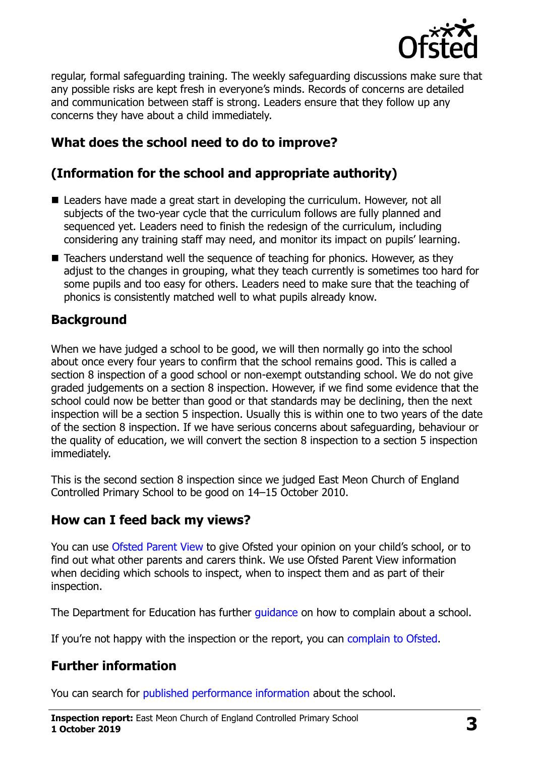regular, formal safeguarding training. The weekly safeguarding discussions make sure that any possible risks are kept fresh in everyone's minds. Records of concerns are detailed and communication between staff is strong. Leaders ensure that they follow up any concerns they have about a child immediately.

## What does the school need to do to improve?

## (Information for the school and appropriate authority)

- Leaders have made a great start in developing the curriculum. However, not all subjects of the two-year cycle that the curriculum follows are fully planned and sequenced yet. Leaders need to finish the redesign of the curriculum, including considering any training staff may need, and monitor its impact on pupils' learning.
- Teachers understand well the sequence of teaching for phonics. However, as they adjust to the changes in grouping, what they teach currently is sometimes too hard for some pupils and too easy for others. Leaders need to make sure that the teaching of phonics is consistently matched well to what pupils already know.

## Background

When we have judged a school to be good, we will then normally go into the school about once every four years to confirm that the school remains good. This is called a section 8 inspection of a good school or non-exempt outstanding school. We do not give graded judgements on a section 8 inspection. However, if we find some evidence that the school could now be better than good or that standards may be declining, then the next inspection will be a section 5 inspection. Usually this is within one to two years of the date of the section 8 inspection. If we have serious concerns about safeguarding, behaviour or the quality of education, we will convert the section 8 inspection to a section 5 inspection immediately.

This is the second section 8 inspection since we judged East Meon Church of England Controlled Primary School to be good on 14–15 October 2010.

## How can I feed back my views?

You can use Ofsted Parent View to give Ofsted your opinion on your child's school, or to find out what other parents and carers think. We use Ofsted Parent View information when deciding which schools to inspect, when to inspect them and as part of their inspection.

The Department for Education has further guidance on how to complain about a school.

If you're not happy with the inspection or the report, you can complain to Ofsted.

## Further information

You can search for published performance information about the school.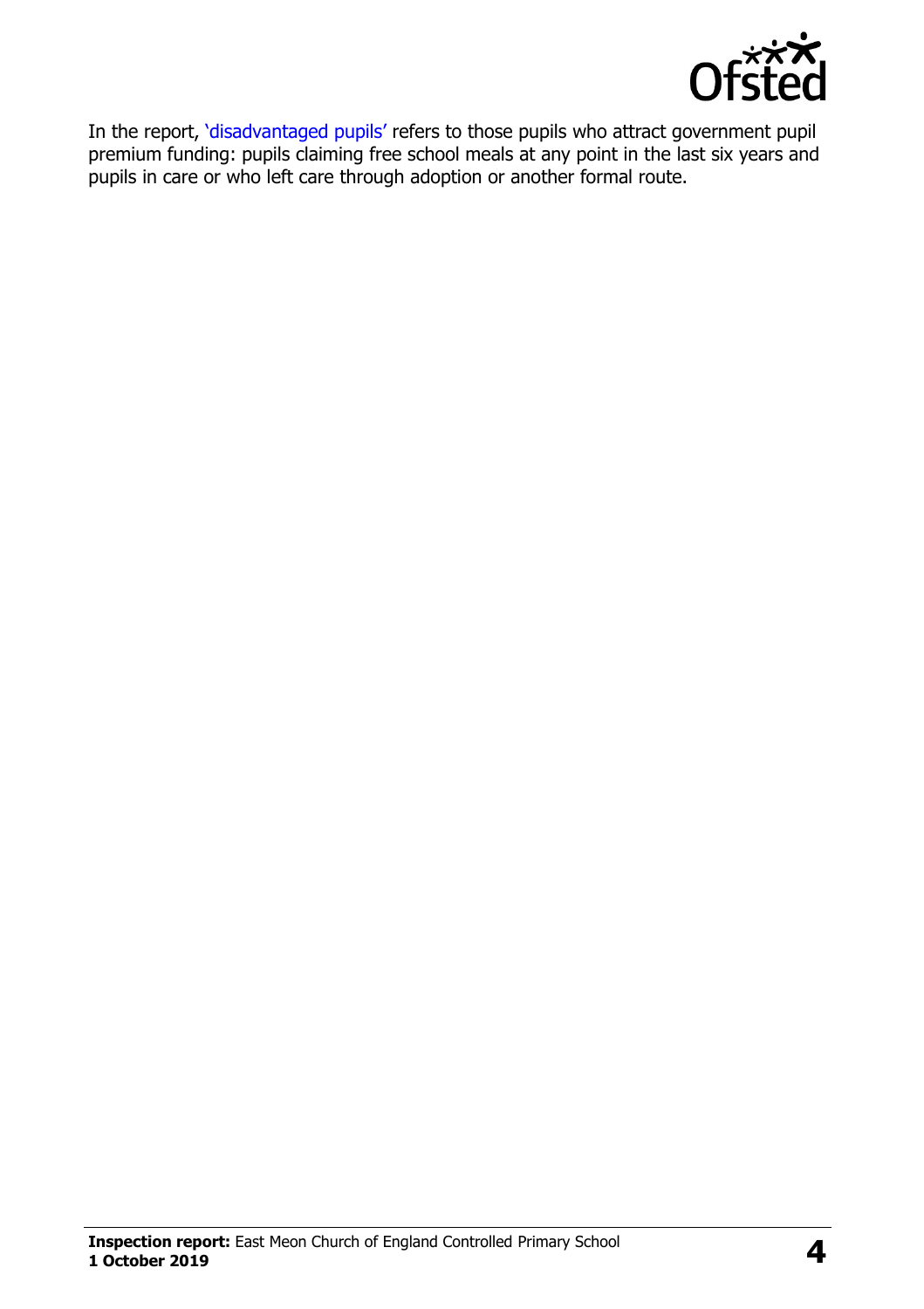In the report, 'disadvantaged pupils' refers to those pupils who attract government pupil premium funding: pupils claiming free school meals at any point in the last six years and pupils in care or who left care through adoption or another formal route.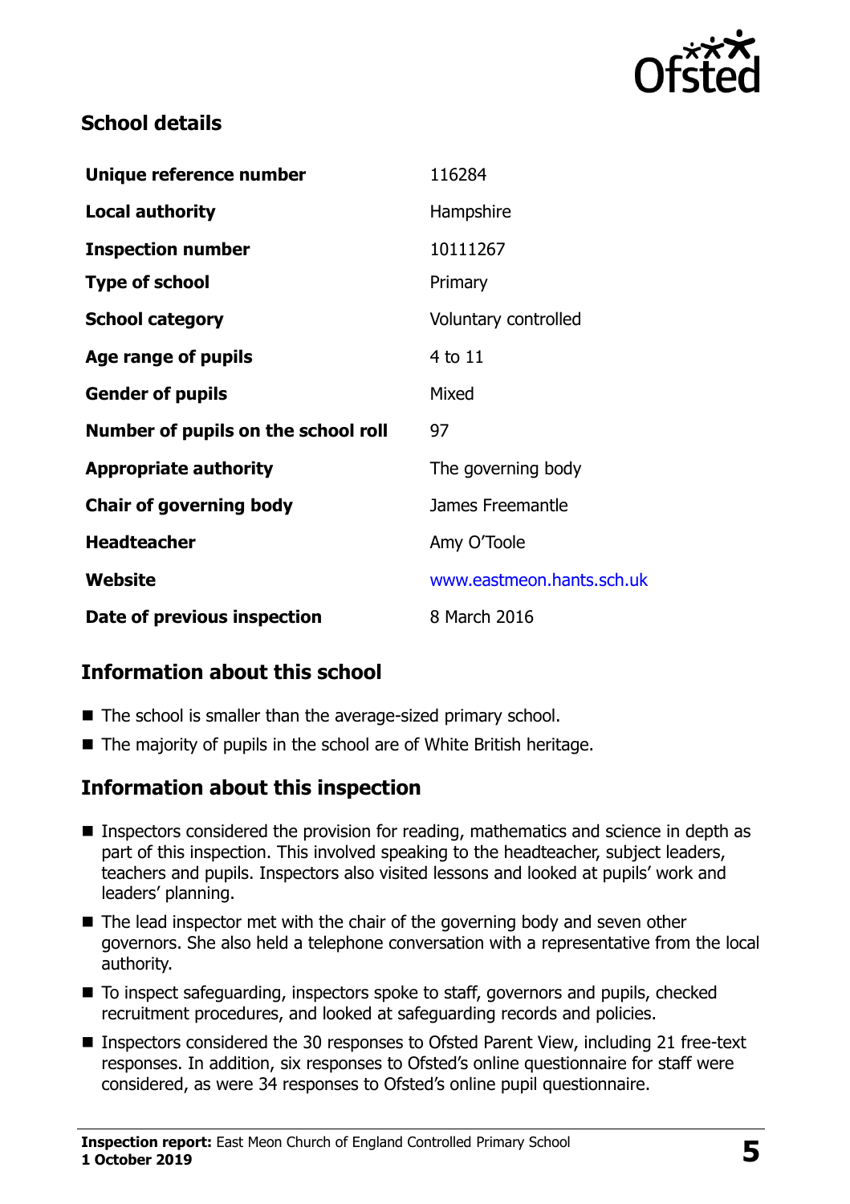## School details

| | |
|---|---|
| **Unique reference number** | 116284 |
| **Local authority** | Hampshire |
| **Inspection number** | 10111267 |
| **Type of school** | Primary |
| **School category** | Voluntary controlled |
| **Age range of pupils** | 4 to 11 |
| **Gender of pupils** | Mixed |
| **Number of pupils on the school roll** | 97 |
| **Appropriate authority** | The governing body |
| **Chair of governing body** | James Freemantle |
| **Headteacher** | Amy O'Toole |
| **Website** | www.eastmeon.hants.sch.uk |
| **Date of previous inspection** | 8 March 2016 |

## Information about this school

- The school is smaller than the average-sized primary school.
- The majority of pupils in the school are of White British heritage.

## Information about this inspection

- Inspectors considered the provision for reading, mathematics and science in depth as part of this inspection. This involved speaking to the headteacher, subject leaders, teachers and pupils. Inspectors also visited lessons and looked at pupils' work and leaders' planning.
- The lead inspector met with the chair of the governing body and seven other governors. She also held a telephone conversation with a representative from the local authority.
- To inspect safeguarding, inspectors spoke to staff, governors and pupils, checked recruitment procedures, and looked at safeguarding records and policies.
- Inspectors considered the 30 responses to Ofsted Parent View, including 21 free-text responses. In addition, six responses to Ofsted's online questionnaire for staff were considered, as were 34 responses to Ofsted's online pupil questionnaire.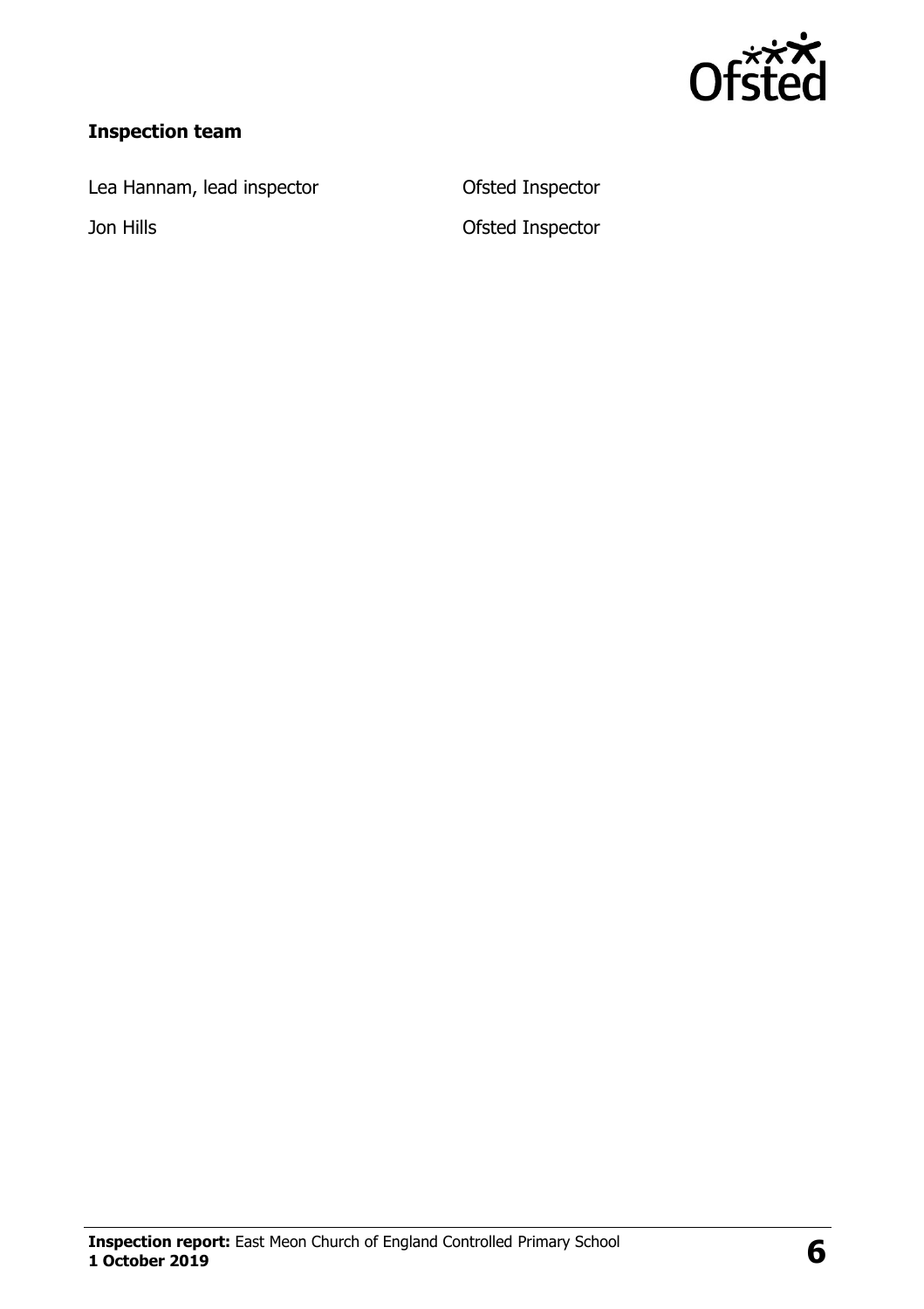**Inspection team**

| | |
|---|---|
| Lea Hannam, lead inspector | Ofsted Inspector |
| Jon Hills | Ofsted Inspector |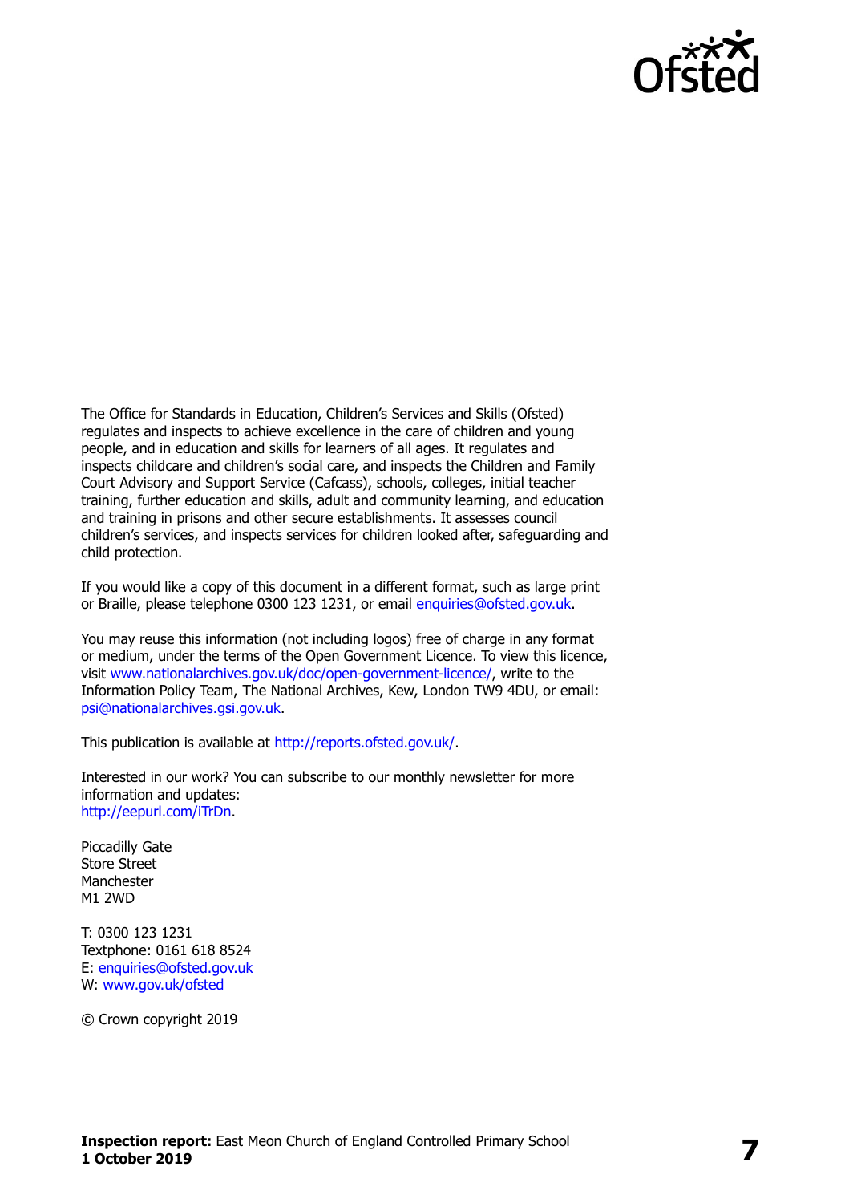The Office for Standards in Education, Children's Services and Skills (Ofsted) regulates and inspects to achieve excellence in the care of children and young people, and in education and skills for learners of all ages. It regulates and inspects childcare and children's social care, and inspects the Children and Family Court Advisory and Support Service (Cafcass), schools, colleges, initial teacher training, further education and skills, adult and community learning, and education and training in prisons and other secure establishments. It assesses council children's services, and inspects services for children looked after, safeguarding and child protection.

If you would like a copy of this document in a different format, such as large print or Braille, please telephone 0300 123 1231, or email enquiries@ofsted.gov.uk.

You may reuse this information (not including logos) free of charge in any format or medium, under the terms of the Open Government Licence. To view this licence, visit www.nationalarchives.gov.uk/doc/open-government-licence/, write to the Information Policy Team, The National Archives, Kew, London TW9 4DU, or email: psi@nationalarchives.gsi.gov.uk.

This publication is available at http://reports.ofsted.gov.uk/.

Interested in our work? You can subscribe to our monthly newsletter for more information and updates:
http://eepurl.com/iTrDn.

Piccadilly Gate
Store Street
Manchester
M1 2WD

T: 0300 123 1231
Textphone: 0161 618 8524
E: enquiries@ofsted.gov.uk
W: www.gov.uk/ofsted

© Crown copyright 2019